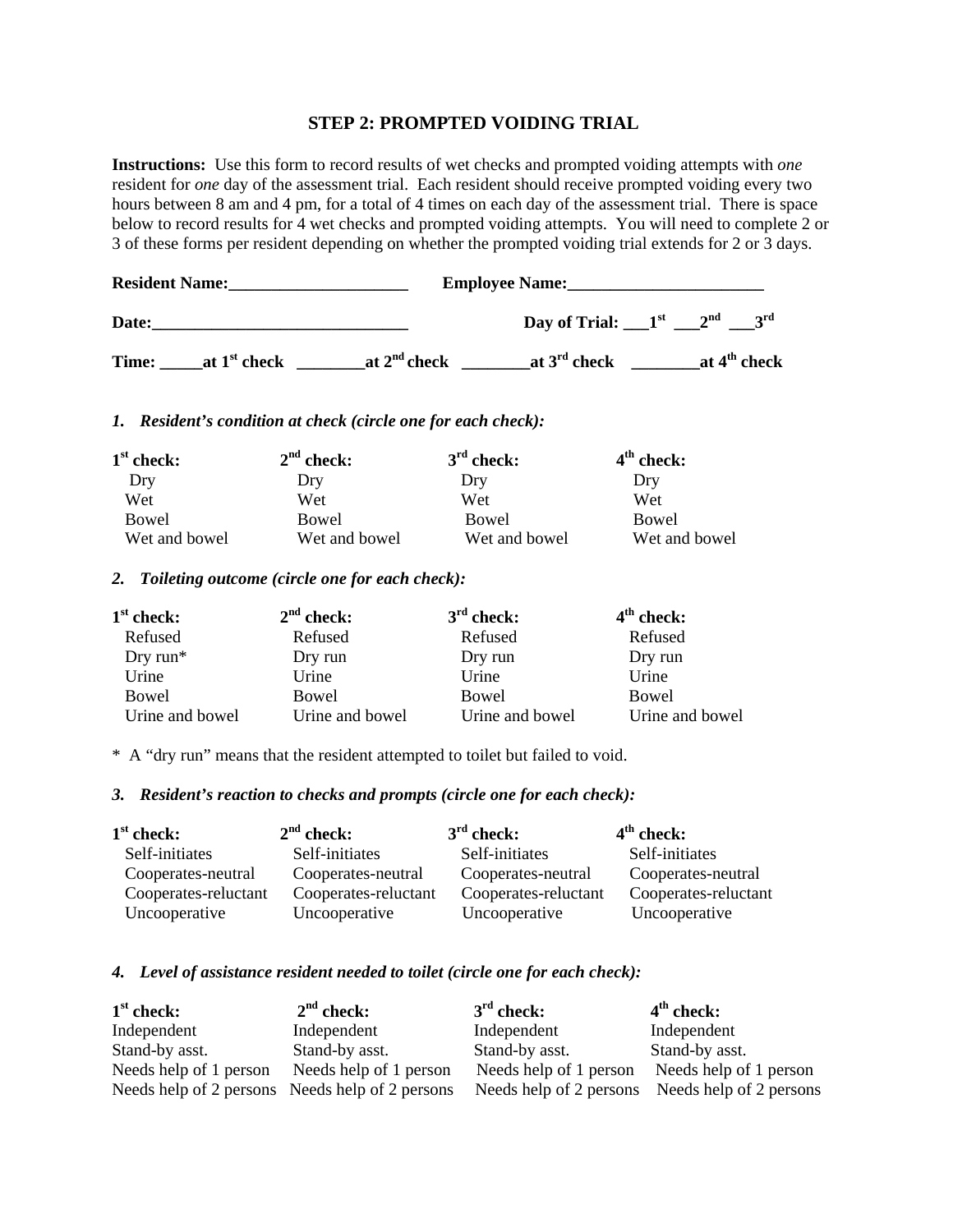## STEP 2: PROMPTED VOIDING TRIAL

**Instructions:** Use this form to record results of wet checks and prompted voiding attempts with *one* resident for *one* day of the assessment trial. Each resident should receive prompted voiding every two hours between 8 am and 4 pm, for a total of 4 times on each day of the assessment trial. There is space below to record results for 4 wet checks and prompted voiding attempts. You will need to complete 2 or 3 of these forms per resident depending on whether the prompted voiding trial extends for 2 or 3 days.

**Resident Name:**_____________________ **Employee Name:**_______________________

**Date:**______________________________ **Day of Trial:** ___1st ___2nd ___3rd

**Time:** _____**at 1st check** ________**at 2nd check** ________**at 3rd check** ________**at 4th check**

### *1. Resident's condition at check (circle one for each check):*

| 1st check: | 2nd check: | 3rd check: | 4th check: |
|---|---|---|---|
| Dry | Dry | Dry | Dry |
| Wet | Wet | Wet | Wet |
| Bowel | Bowel | Bowel | Bowel |
| Wet and bowel | Wet and bowel | Wet and bowel | Wet and bowel |

### *2. Toileting outcome (circle one for each check):*

| 1st check: | 2nd check: | 3rd check: | 4th check: |
|---|---|---|---|
| Refused | Refused | Refused | Refused |
| Dry run* | Dry run | Dry run | Dry run |
| Urine | Urine | Urine | Urine |
| Bowel | Bowel | Bowel | Bowel |
| Urine and bowel | Urine and bowel | Urine and bowel | Urine and bowel |

* A "dry run" means that the resident attempted to toilet but failed to void.

### *3. Resident's reaction to checks and prompts (circle one for each check):*

| 1st check: | 2nd check: | 3rd check: | 4th check: |
|---|---|---|---|
| Self-initiates | Self-initiates | Self-initiates | Self-initiates |
| Cooperates-neutral | Cooperates-neutral | Cooperates-neutral | Cooperates-neutral |
| Cooperates-reluctant | Cooperates-reluctant | Cooperates-reluctant | Cooperates-reluctant |
| Uncooperative | Uncooperative | Uncooperative | Uncooperative |

### *4. Level of assistance resident needed to toilet (circle one for each check):*

| 1st check: | 2nd check: | 3rd check: | 4th check: |
|---|---|---|---|
| Independent | Independent | Independent | Independent |
| Stand-by asst. | Stand-by asst. | Stand-by asst. | Stand-by asst. |
| Needs help of 1 person | Needs help of 1 person | Needs help of 1 person | Needs help of 1 person |
| Needs help of 2 persons | Needs help of 2 persons | Needs help of 2 persons | Needs help of 2 persons |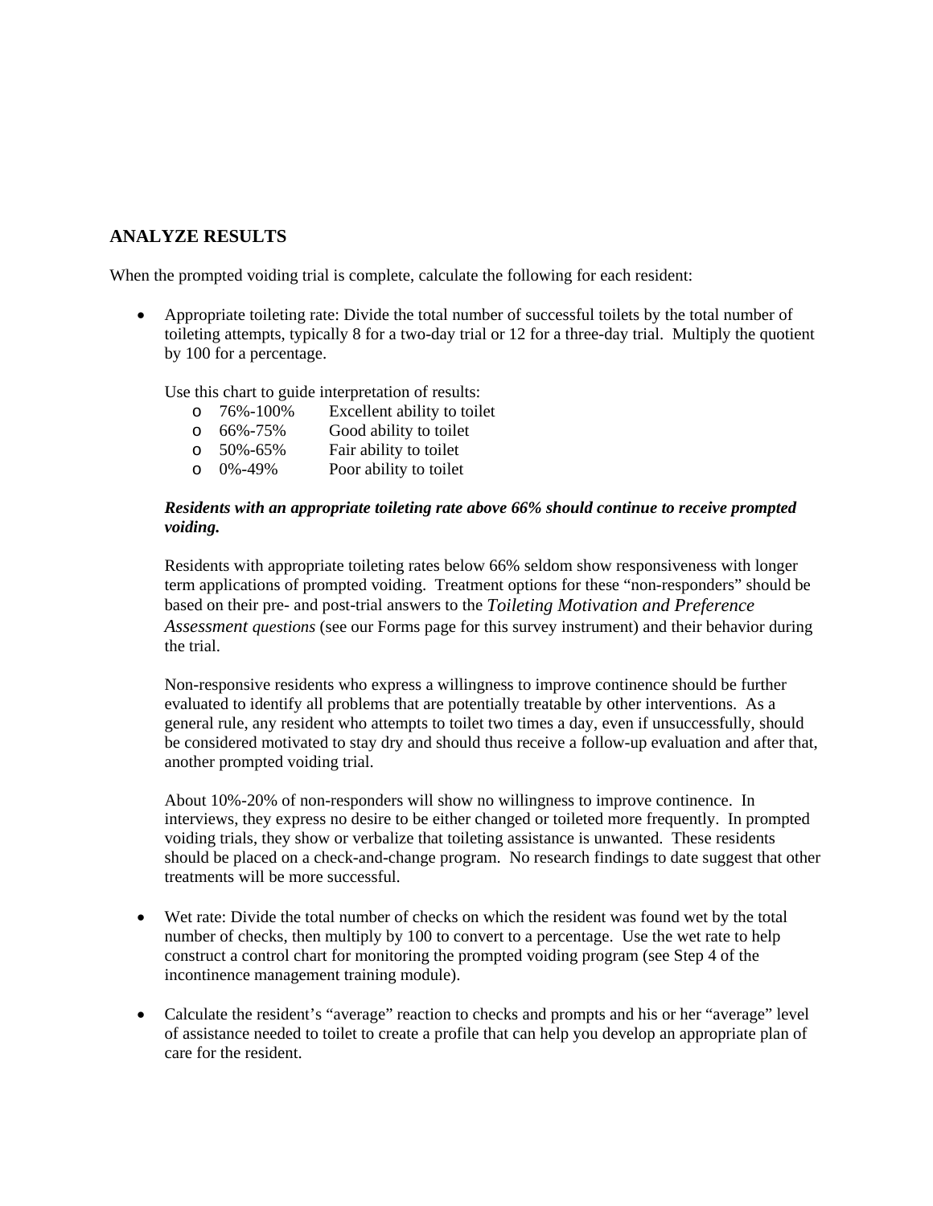## ANALYZE RESULTS

When the prompted voiding trial is complete, calculate the following for each resident:

- Appropriate toileting rate: Divide the total number of successful toilets by the total number of toileting attempts, typically 8 for a two-day trial or 12 for a three-day trial. Multiply the quotient by 100 for a percentage.

  Use this chart to guide interpretation of results:
  - 76%-100% Excellent ability to toilet
  - 66%-75% Good ability to toilet
  - 50%-65% Fair ability to toilet
  - 0%-49% Poor ability to toilet

  ***Residents with an appropriate toileting rate above 66% should continue to receive prompted voiding.***

  Residents with appropriate toileting rates below 66% seldom show responsiveness with longer term applications of prompted voiding. Treatment options for these "non-responders" should be based on their pre- and post-trial answers to the *Toileting Motivation and Preference Assessment questions* (see our Forms page for this survey instrument) and their behavior during the trial.

  Non-responsive residents who express a willingness to improve continence should be further evaluated to identify all problems that are potentially treatable by other interventions. As a general rule, any resident who attempts to toilet two times a day, even if unsuccessfully, should be considered motivated to stay dry and should thus receive a follow-up evaluation and after that, another prompted voiding trial.

  About 10%-20% of non-responders will show no willingness to improve continence. In interviews, they express no desire to be either changed or toileted more frequently. In prompted voiding trials, they show or verbalize that toileting assistance is unwanted. These residents should be placed on a check-and-change program. No research findings to date suggest that other treatments will be more successful.

- Wet rate: Divide the total number of checks on which the resident was found wet by the total number of checks, then multiply by 100 to convert to a percentage. Use the wet rate to help construct a control chart for monitoring the prompted voiding program (see Step 4 of the incontinence management training module).

- Calculate the resident's "average" reaction to checks and prompts and his or her "average" level of assistance needed to toilet to create a profile that can help you develop an appropriate plan of care for the resident.